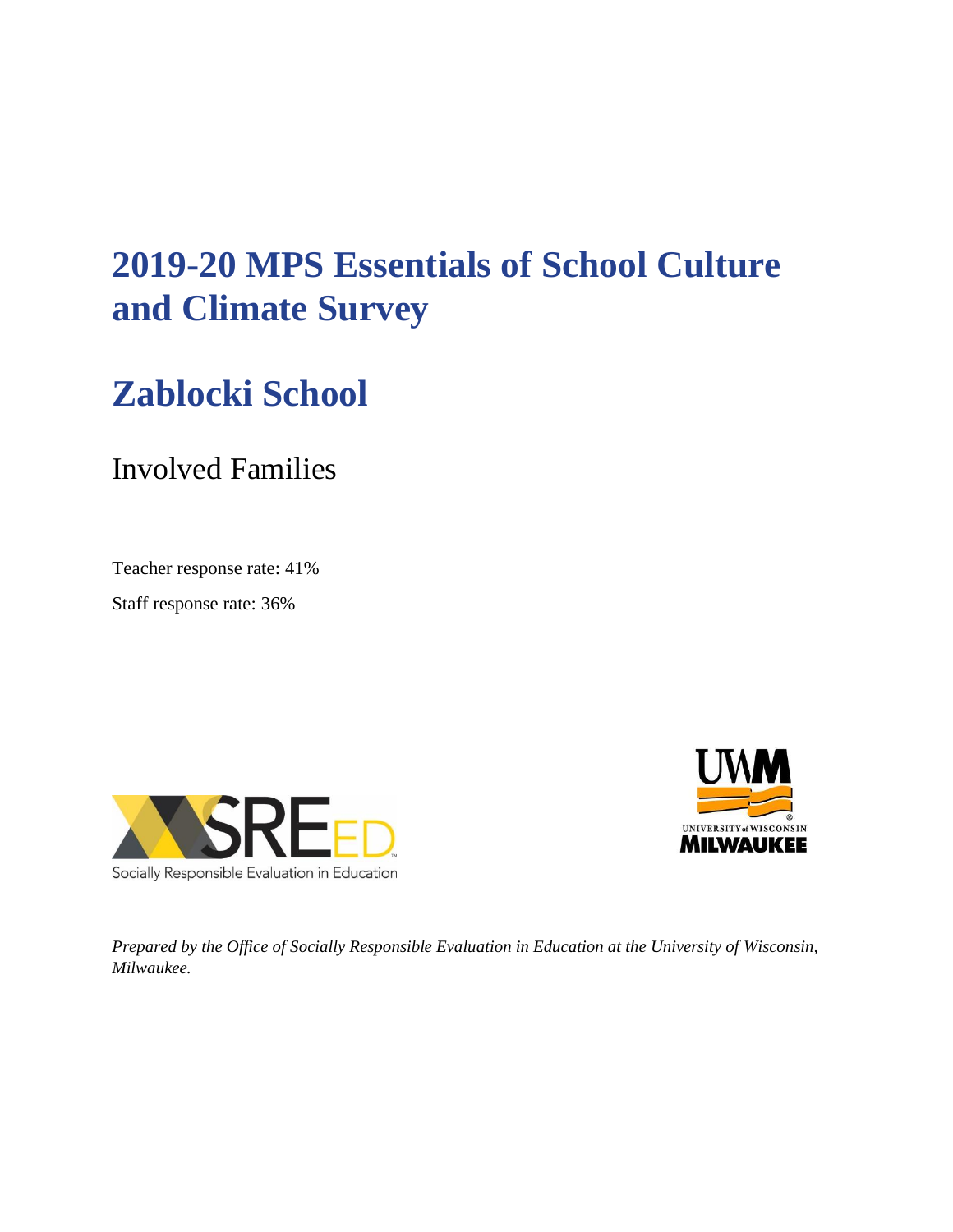# 2019-20 MPS Essentials of School Culture and Climate Survey

# Zablocki School

## Involved Families

Teacher response rate: 41%

Staff response rate: 36%

*Prepared by the Office of Socially Responsible Evaluation in Education at the University of Wisconsin, Milwaukee.*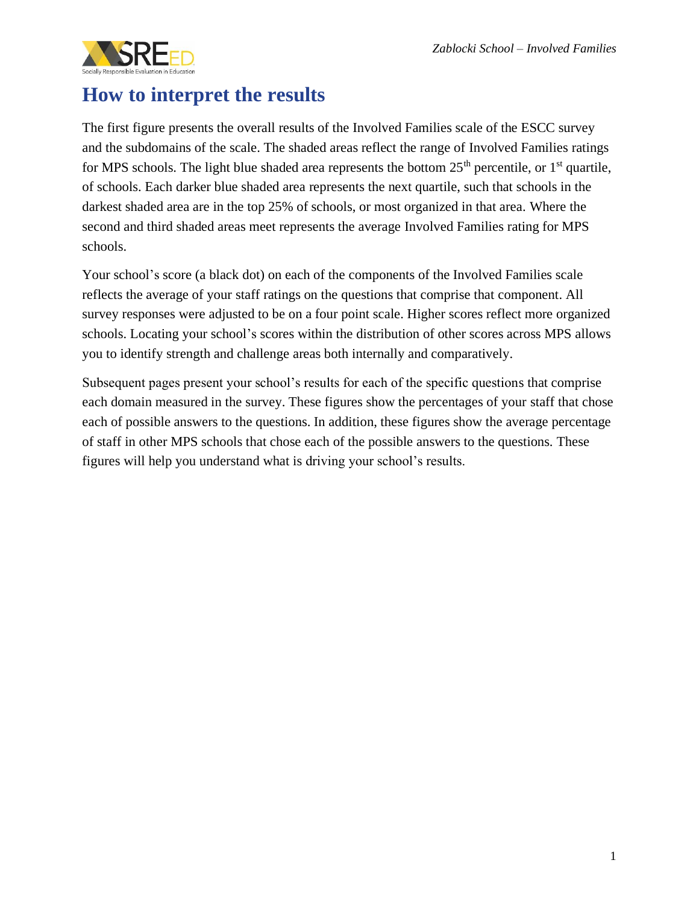# How to interpret the results

The first figure presents the overall results of the Involved Families scale of the ESCC survey and the subdomains of the scale. The shaded areas reflect the range of Involved Families ratings for MPS schools. The light blue shaded area represents the bottom 25th percentile, or 1st quartile, of schools. Each darker blue shaded area represents the next quartile, such that schools in the darkest shaded area are in the top 25% of schools, or most organized in that area. Where the second and third shaded areas meet represents the average Involved Families rating for MPS schools.

Your school's score (a black dot) on each of the components of the Involved Families scale reflects the average of your staff ratings on the questions that comprise that component. All survey responses were adjusted to be on a four point scale. Higher scores reflect more organized schools. Locating your school's scores within the distribution of other scores across MPS allows you to identify strength and challenge areas both internally and comparatively.

Subsequent pages present your school's results for each of the specific questions that comprise each domain measured in the survey. These figures show the percentages of your staff that chose each of possible answers to the questions. In addition, these figures show the average percentage of staff in other MPS schools that chose each of the possible answers to the questions. These figures will help you understand what is driving your school's results.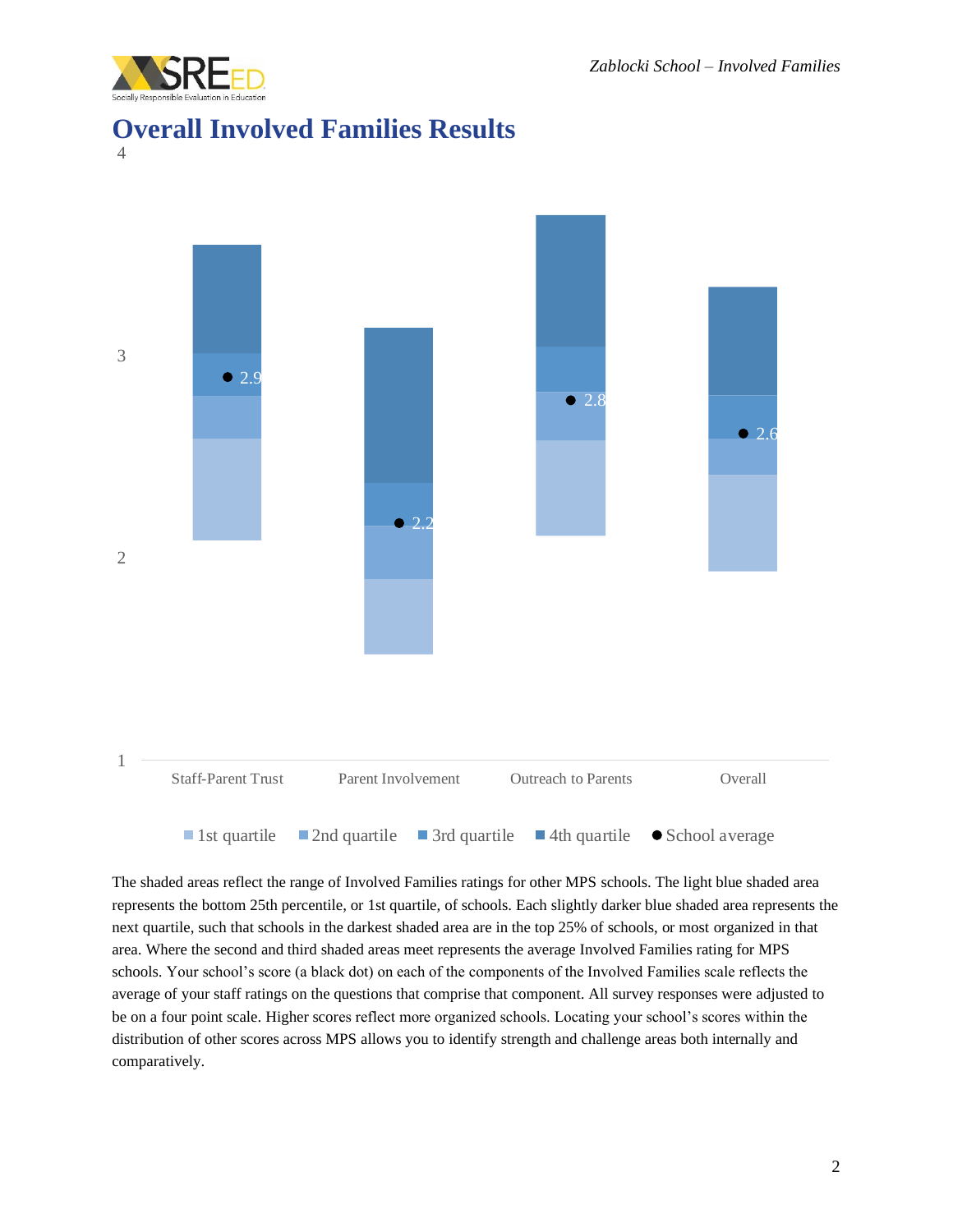# Overall Involved Families Results

| | Staff-Parent Trust | Parent Involvement | Outreach to Parents | Overall |
|---|---|---|---|---|
| School average | 2.9 | 2.2 | 2.8 | 2.6 |

Legend: 1st quartile, 2nd quartile, 3rd quartile, 4th quartile, School average

The shaded areas reflect the range of Involved Families ratings for other MPS schools. The light blue shaded area represents the bottom 25th percentile, or 1st quartile, of schools. Each slightly darker blue shaded area represents the next quartile, such that schools in the darkest shaded area are in the top 25% of schools, or most organized in that area. Where the second and third shaded areas meet represents the average Involved Families rating for MPS schools. Your school's score (a black dot) on each of the components of the Involved Families scale reflects the average of your staff ratings on the questions that comprise that component. All survey responses were adjusted to be on a four point scale. Higher scores reflect more organized schools. Locating your school's scores within the distribution of other scores across MPS allows you to identify strength and challenge areas both internally and comparatively.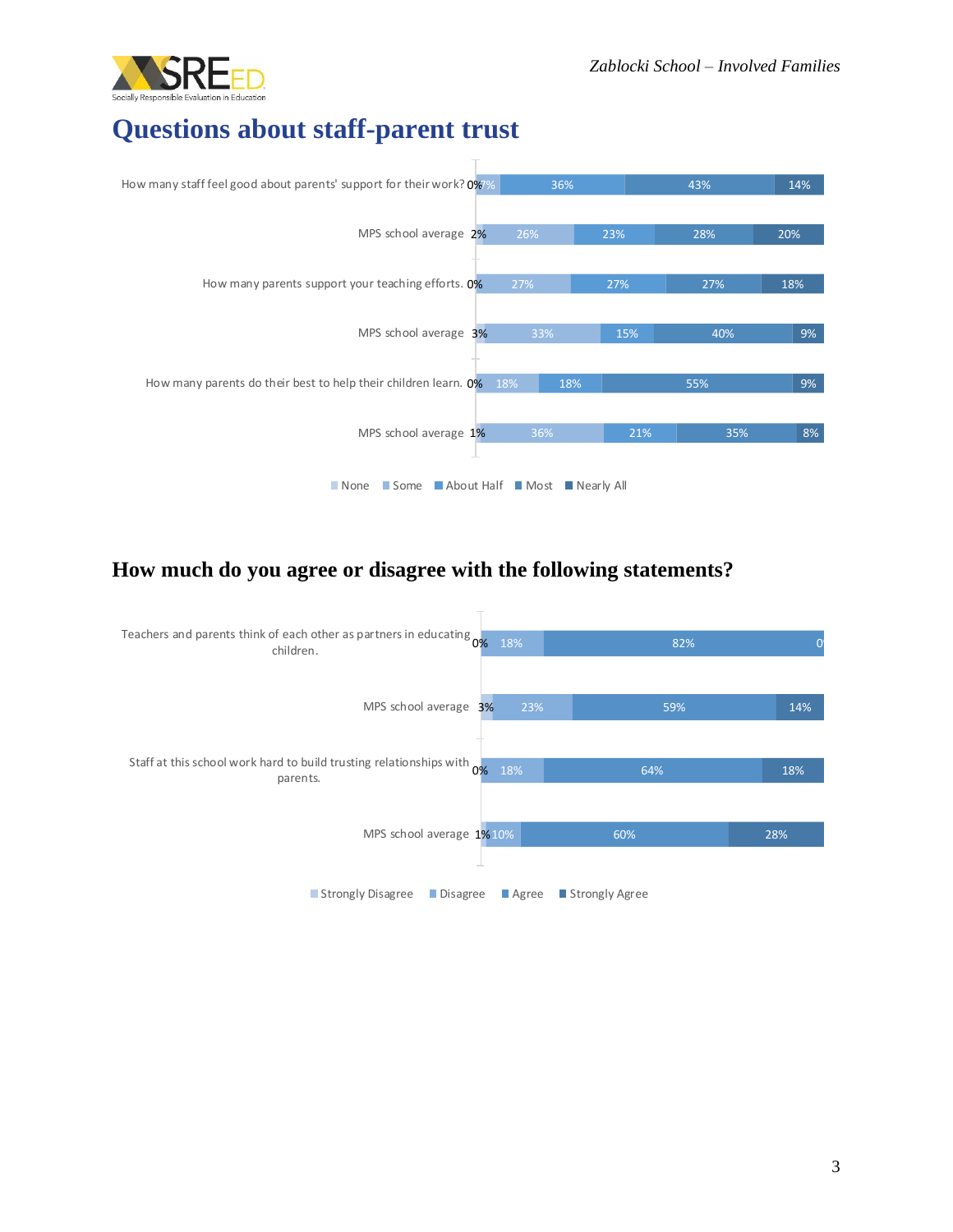# Questions about staff-parent trust

| | None | Some | About Half | Most | Nearly All |
|---|---|---|---|---|---|
| How many staff feel good about parents' support for their work? | 0% | 7% | 36% | 43% | 14% |
| MPS school average | 2% | 26% | 23% | 28% | 20% |
| How many parents support your teaching efforts. | 0% | 27% | 27% | 27% | 18% |
| MPS school average | 3% | 33% | 15% | 40% | 9% |
| How many parents do their best to help their children learn. | 0% | 18% | 18% | 55% | 9% |
| MPS school average | 1% | 36% | 21% | 35% | 8% |

## How much do you agree or disagree with the following statements?

| | Strongly Disagree | Disagree | Agree | Strongly Agree |
|---|---|---|---|---|
| Teachers and parents think of each other as partners in educating children. | 0% | 18% | 82% | 0 |
| MPS school average | 3% | 23% | 59% | 14% |
| Staff at this school work hard to build trusting relationships with parents. | 0% | 18% | 64% | 18% |
| MPS school average | 1% | 10% | 60% | 28% |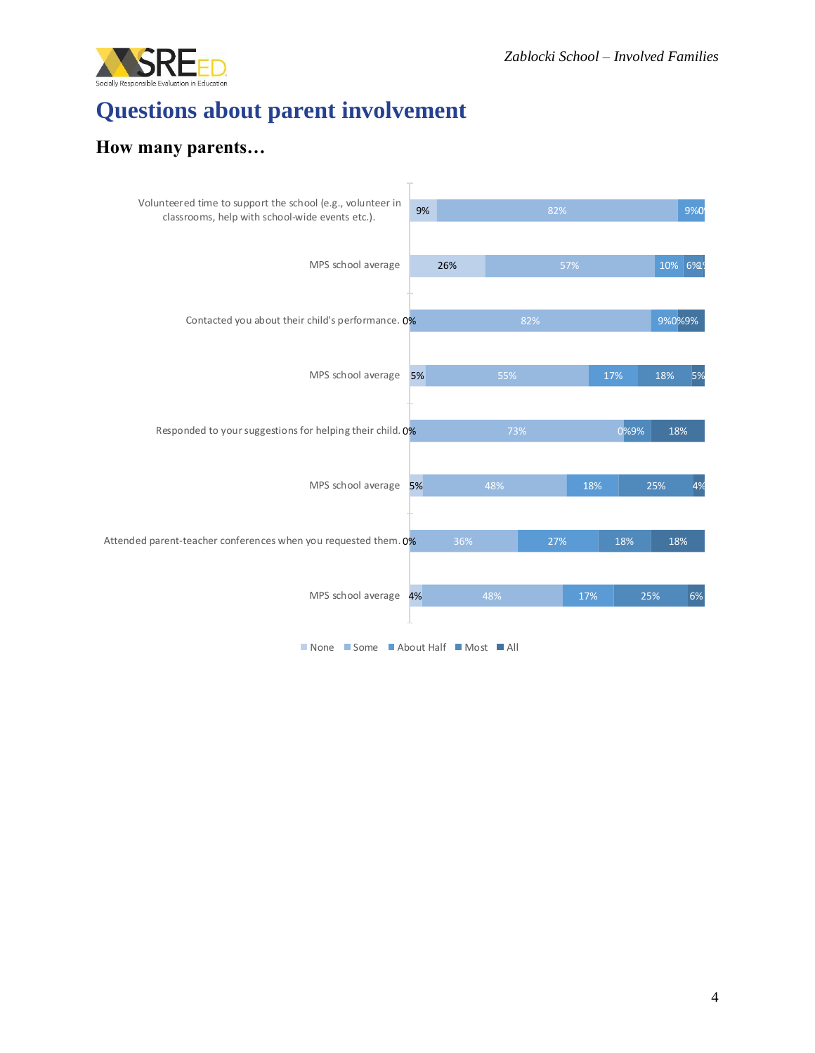# Questions about parent involvement

## How many parents…

| | None | Some | About Half | Most | All |
|---|---|---|---|---|---|
| Volunteered time to support the school (e.g., volunteer in classrooms, help with school-wide events etc.). | 9% | 82% | 9% | 0% | |
| MPS school average | 26% | 57% | 10% | 6% | 1% |
| Contacted you about their child's performance. | 0% | 82% | 9% | 0% | 9% |
| MPS school average | 5% | 55% | 17% | 18% | 5% |
| Responded to your suggestions for helping their child. | 0% | 73% | 0% | 9% | 18% |
| MPS school average | 5% | 48% | 18% | 25% | 4% |
| Attended parent-teacher conferences when you requested them. | 0% | 36% | 27% | 18% | 18% |
| MPS school average | 4% | 48% | 17% | 25% | 6% |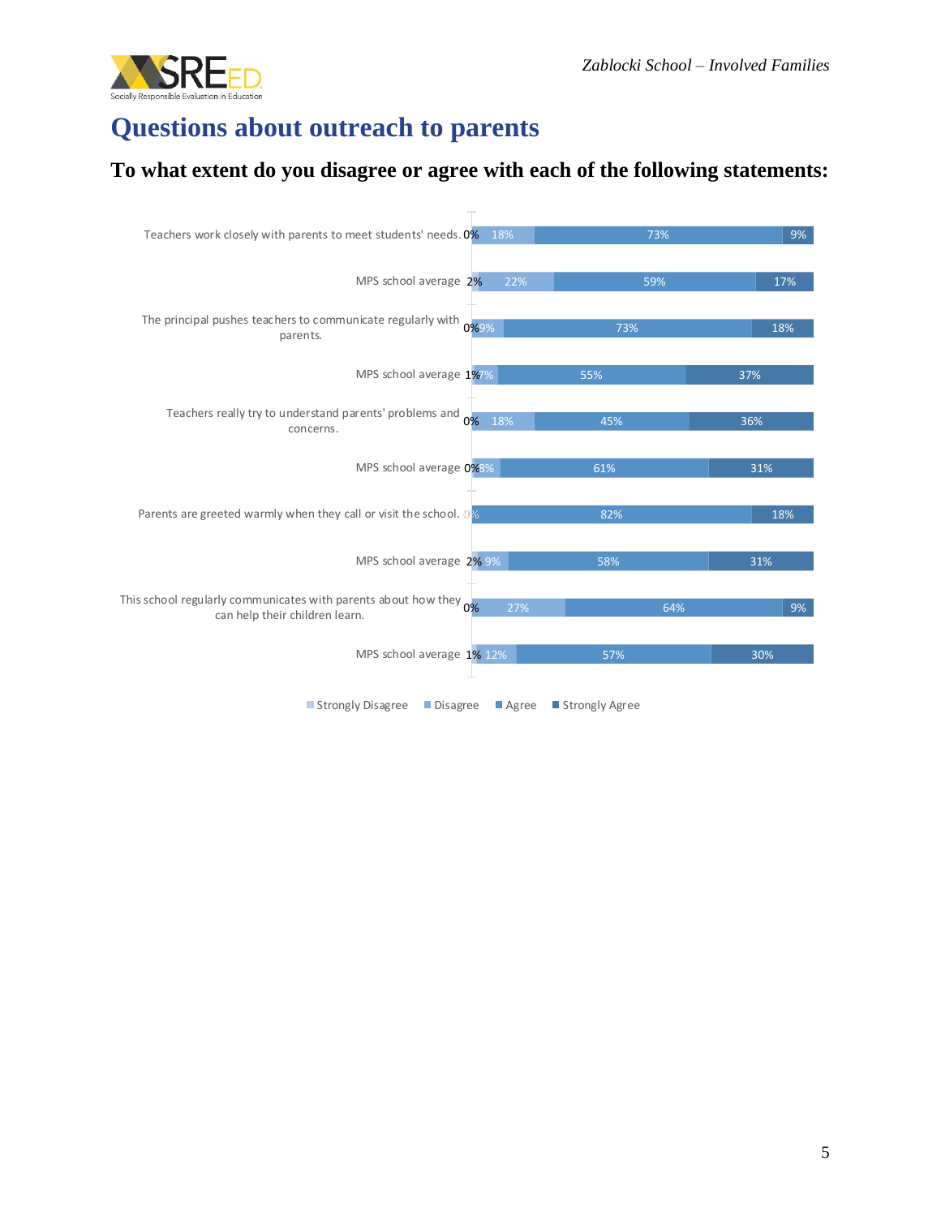# Questions about outreach to parents

## To what extent do you disagree or agree with each of the following statements:

| Statement | Strongly Disagree | Disagree | Agree | Strongly Agree |
|---|---|---|---|---|
| Teachers work closely with parents to meet students' needs. | 0% | 18% | 73% | 9% |
| MPS school average | 2% | 22% | 59% | 17% |
| The principal pushes teachers to communicate regularly with parents. | 0% | 9% | 73% | 18% |
| MPS school average | 1% | 7% | 55% | 37% |
| Teachers really try to understand parents' problems and concerns. | 0% | 18% | 45% | 36% |
| MPS school average | 0% | 8% | 61% | 31% |
| Parents are greeted warmly when they call or visit the school. | 0% | | 82% | 18% |
| MPS school average | 2% | 9% | 58% | 31% |
| This school regularly communicates with parents about how they can help their children learn. | 0% | 27% | 64% | 9% |
| MPS school average | 1% | 12% | 57% | 30% |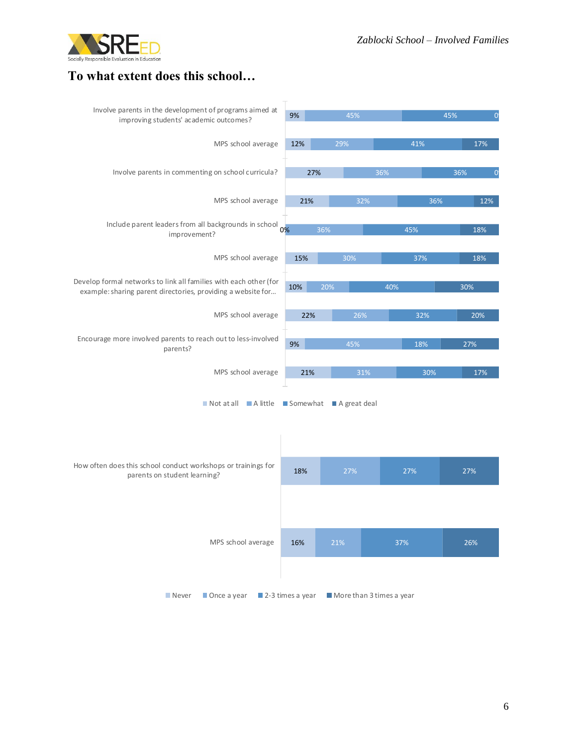## To what extent does this school…

Involve parents in the development of programs aimed at improving students' academic outcomes?
9% 45% 45% 0%

MPS school average
12% 29% 41% 17%

Involve parents in commenting on school curricula?
27% 36% 36% 0%

MPS school average
21% 32% 36% 12%

Include parent leaders from all backgrounds in school improvement?
0% 36% 45% 18%

MPS school average
15% 30% 37% 18%

Develop formal networks to link all families with each other (for example: sharing parent directories, providing a website for...
10% 20% 40% 30%

MPS school average
22% 26% 32% 20%

Encourage more involved parents to reach out to less-involved parents?
9% 45% 18% 27%

MPS school average
21% 31% 30% 17%

Not at all | A little | Somewhat | A great deal

How often does this school conduct workshops or trainings for parents on student learning?
18% 27% 27% 27%

MPS school average
16% 21% 37% 26%

Never | Once a year | 2-3 times a year | More than 3 times a year